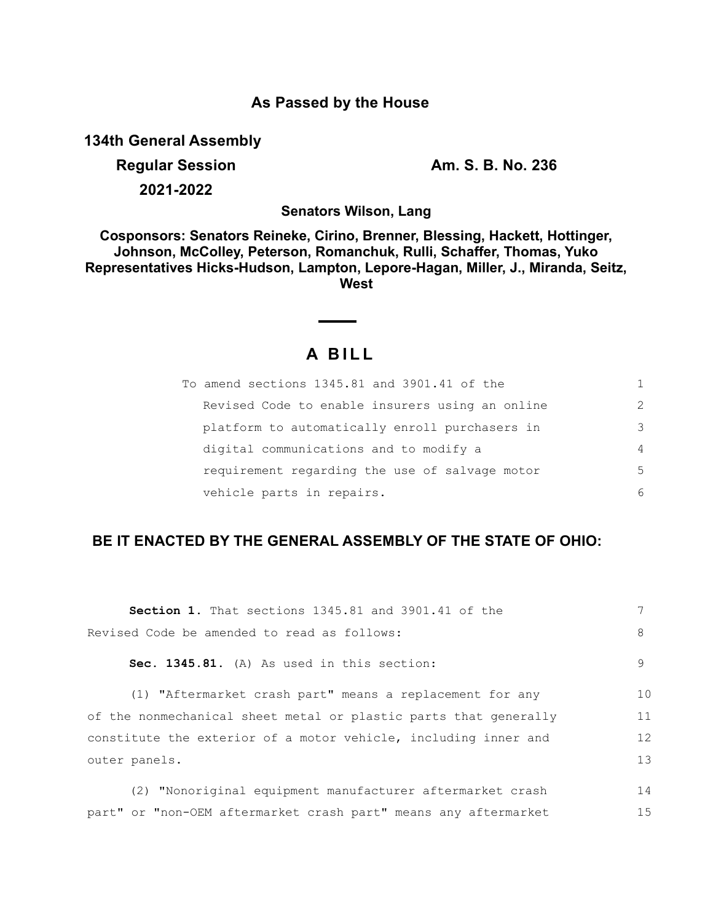**As Passed by the House**

**134th General Assembly**

**Regular Session** **Am. S. B. No. 236**

**2021-2022**

**Senators Wilson, Lang**

**Cosponsors: Senators Reineke, Cirino, Brenner, Blessing, Hackett, Hottinger, Johnson, McColley, Peterson, Romanchuk, Rulli, Schaffer, Thomas, Yuko Representatives Hicks-Hudson, Lampton, Lepore-Hagan, Miller, J., Miranda, Seitz, West**

# A BILL

To amend sections 1345.81 and 3901.41 of the Revised Code to enable insurers using an online platform to automatically enroll purchasers in digital communications and to modify a requirement regarding the use of salvage motor vehicle parts in repairs.

**BE IT ENACTED BY THE GENERAL ASSEMBLY OF THE STATE OF OHIO:**

**Section 1.** That sections 1345.81 and 3901.41 of the Revised Code be amended to read as follows:

**Sec. 1345.81.** (A) As used in this section:

(1) "Aftermarket crash part" means a replacement for any of the nonmechanical sheet metal or plastic parts that generally constitute the exterior of a motor vehicle, including inner and outer panels.

(2) "Nonoriginal equipment manufacturer aftermarket crash part" or "non-OEM aftermarket crash part" means any aftermarket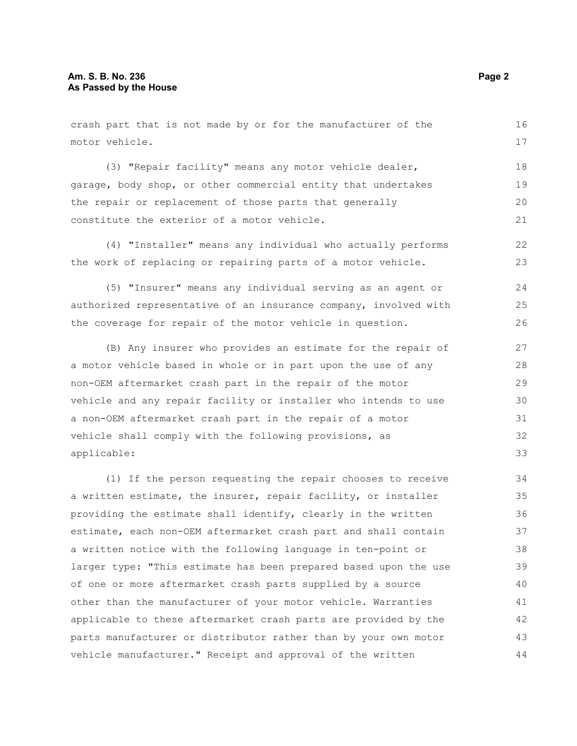crash part that is not made by or for the manufacturer of the motor vehicle.

(3) "Repair facility" means any motor vehicle dealer, garage, body shop, or other commercial entity that undertakes the repair or replacement of those parts that generally constitute the exterior of a motor vehicle.

(4) "Installer" means any individual who actually performs the work of replacing or repairing parts of a motor vehicle.

(5) "Insurer" means any individual serving as an agent or authorized representative of an insurance company, involved with the coverage for repair of the motor vehicle in question.

(B) Any insurer who provides an estimate for the repair of a motor vehicle based in whole or in part upon the use of any non-OEM aftermarket crash part in the repair of the motor vehicle and any repair facility or installer who intends to use a non-OEM aftermarket crash part in the repair of a motor vehicle shall comply with the following provisions, as applicable:

(1) If the person requesting the repair chooses to receive a written estimate, the insurer, repair facility, or installer providing the estimate shall identify, clearly in the written estimate, each non-OEM aftermarket crash part and shall contain a written notice with the following language in ten-point or larger type: "This estimate has been prepared based upon the use of one or more aftermarket crash parts supplied by a source other than the manufacturer of your motor vehicle. Warranties applicable to these aftermarket crash parts are provided by the parts manufacturer or distributor rather than by your own motor vehicle manufacturer." Receipt and approval of the written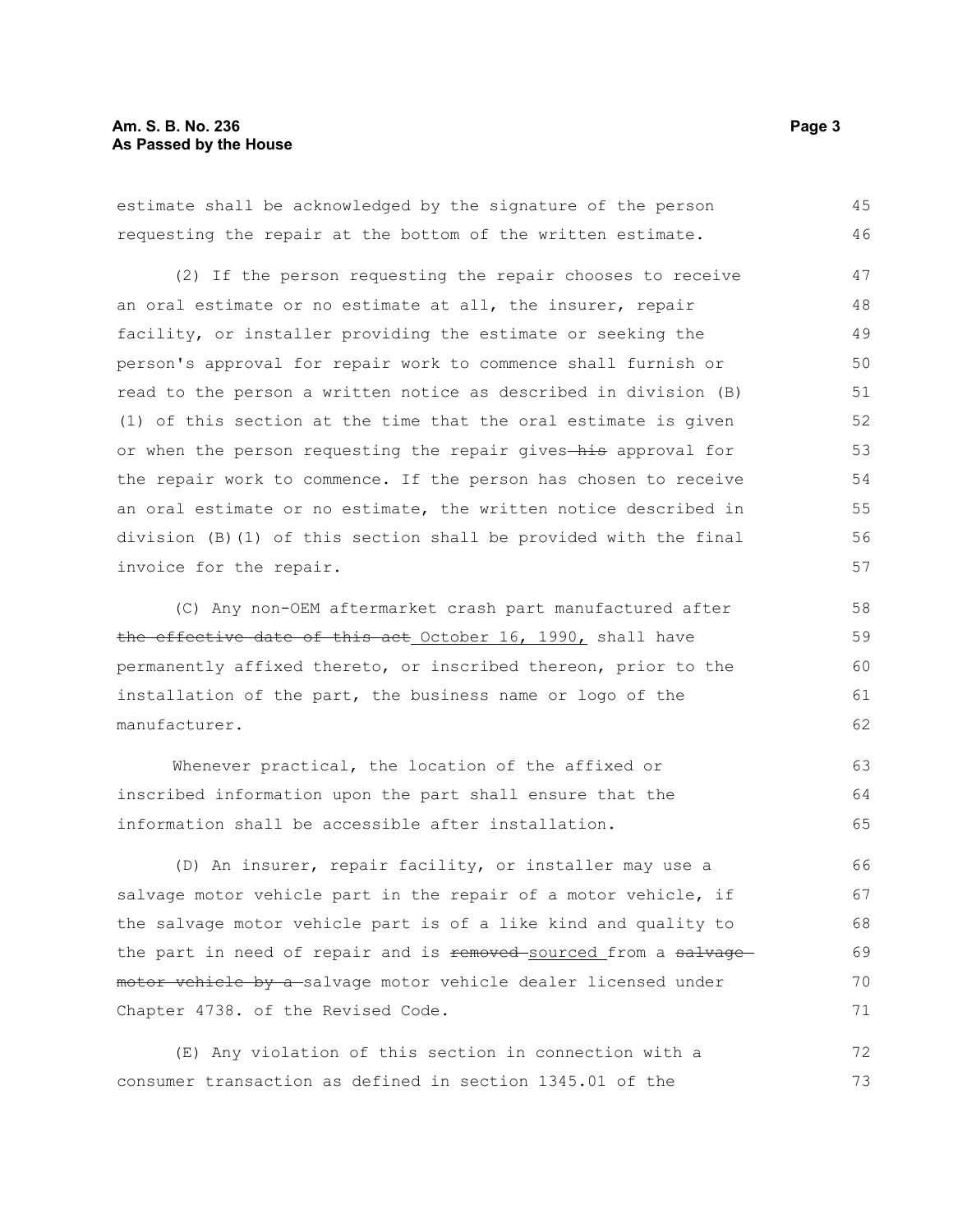estimate shall be acknowledged by the signature of the person requesting the repair at the bottom of the written estimate.

(2) If the person requesting the repair chooses to receive an oral estimate or no estimate at all, the insurer, repair facility, or installer providing the estimate or seeking the person's approval for repair work to commence shall furnish or read to the person a written notice as described in division (B)(1) of this section at the time that the oral estimate is given or when the person requesting the repair gives ~~his~~ approval for the repair work to commence. If the person has chosen to receive an oral estimate or no estimate, the written notice described in division (B)(1) of this section shall be provided with the final invoice for the repair.

(C) Any non-OEM aftermarket crash part manufactured after ~~the effective date of this act~~ October 16, 1990, shall have permanently affixed thereto, or inscribed thereon, prior to the installation of the part, the business name or logo of the manufacturer.

Whenever practical, the location of the affixed or inscribed information upon the part shall ensure that the information shall be accessible after installation.

(D) An insurer, repair facility, or installer may use a salvage motor vehicle part in the repair of a motor vehicle, if the salvage motor vehicle part is of a like kind and quality to the part in need of repair and is ~~removed~~ sourced from a ~~salvage motor vehicle by a~~ salvage motor vehicle dealer licensed under Chapter 4738. of the Revised Code.

(E) Any violation of this section in connection with a consumer transaction as defined in section 1345.01 of the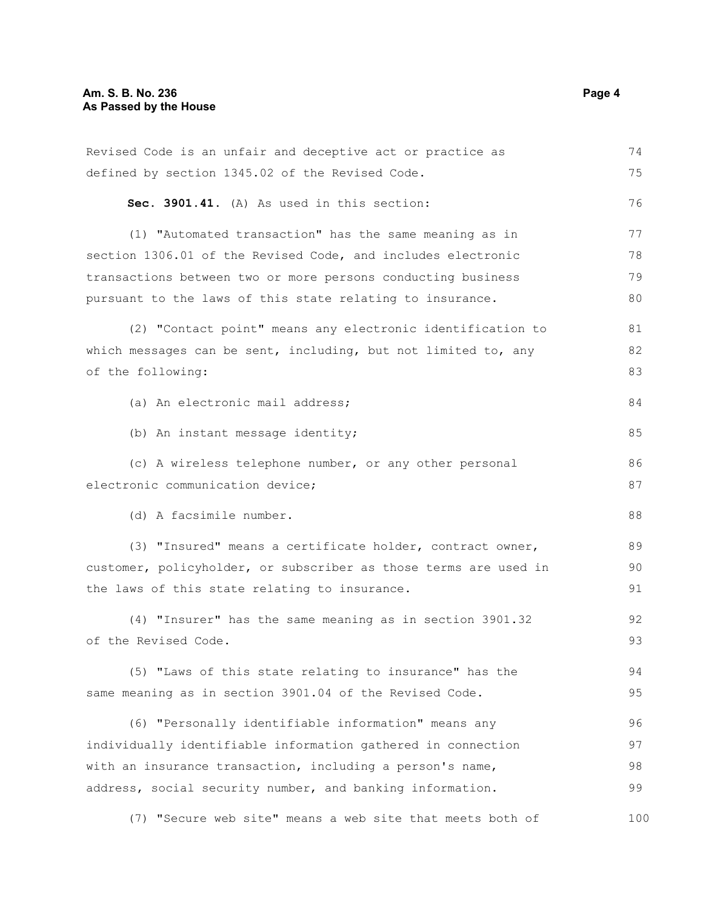Revised Code is an unfair and deceptive act or practice as defined by section 1345.02 of the Revised Code.

**Sec. 3901.41.** (A) As used in this section:

(1) "Automated transaction" has the same meaning as in section 1306.01 of the Revised Code, and includes electronic transactions between two or more persons conducting business pursuant to the laws of this state relating to insurance.

(2) "Contact point" means any electronic identification to which messages can be sent, including, but not limited to, any of the following:

(a) An electronic mail address;

(b) An instant message identity;

(c) A wireless telephone number, or any other personal electronic communication device;

(d) A facsimile number.

(3) "Insured" means a certificate holder, contract owner, customer, policyholder, or subscriber as those terms are used in the laws of this state relating to insurance.

(4) "Insurer" has the same meaning as in section 3901.32 of the Revised Code.

(5) "Laws of this state relating to insurance" has the same meaning as in section 3901.04 of the Revised Code.

(6) "Personally identifiable information" means any individually identifiable information gathered in connection with an insurance transaction, including a person's name, address, social security number, and banking information.

(7) "Secure web site" means a web site that meets both of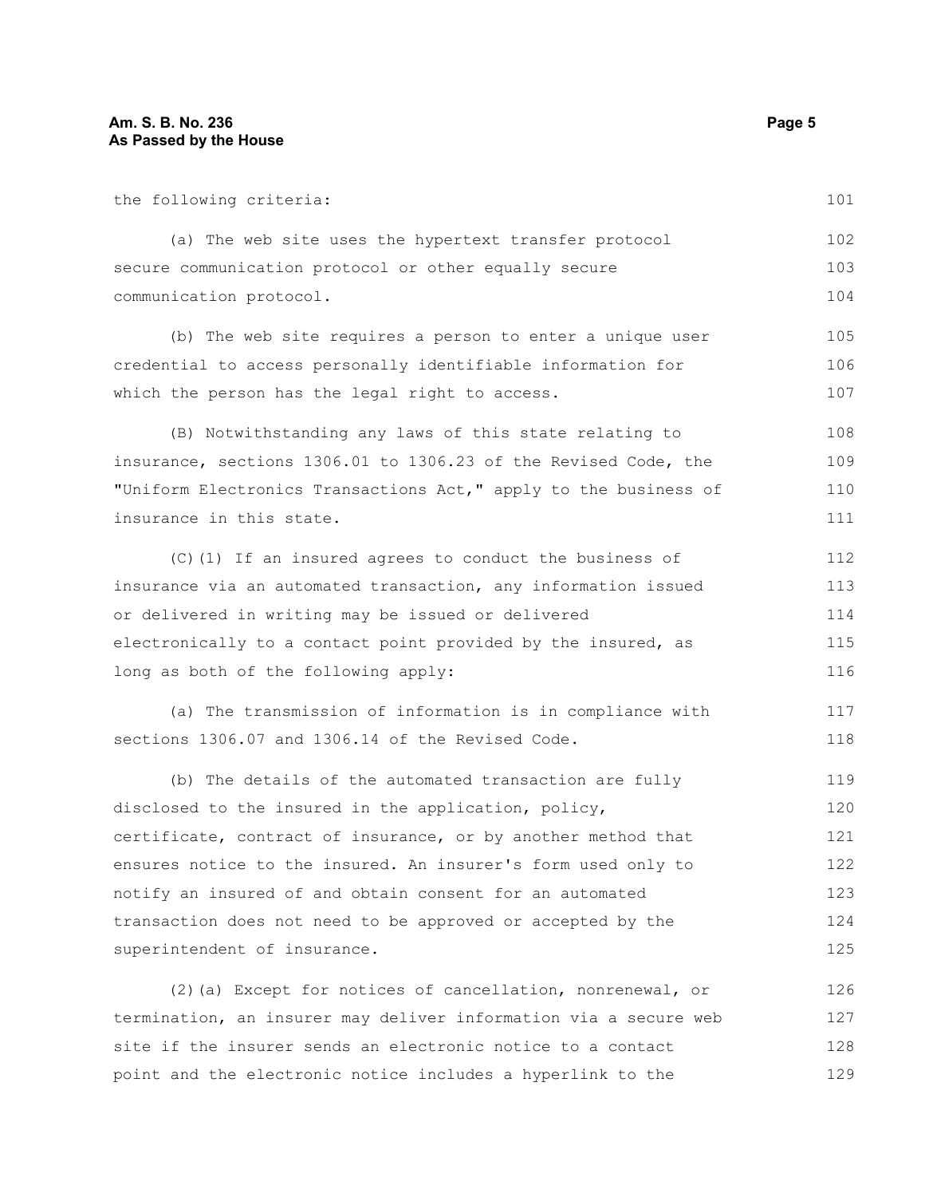the following criteria:

(a) The web site uses the hypertext transfer protocol secure communication protocol or other equally secure communication protocol.

(b) The web site requires a person to enter a unique user credential to access personally identifiable information for which the person has the legal right to access.

(B) Notwithstanding any laws of this state relating to insurance, sections 1306.01 to 1306.23 of the Revised Code, the "Uniform Electronics Transactions Act," apply to the business of insurance in this state.

(C)(1) If an insured agrees to conduct the business of insurance via an automated transaction, any information issued or delivered in writing may be issued or delivered electronically to a contact point provided by the insured, as long as both of the following apply:

(a) The transmission of information is in compliance with sections 1306.07 and 1306.14 of the Revised Code.

(b) The details of the automated transaction are fully disclosed to the insured in the application, policy, certificate, contract of insurance, or by another method that ensures notice to the insured. An insurer's form used only to notify an insured of and obtain consent for an automated transaction does not need to be approved or accepted by the superintendent of insurance.

(2)(a) Except for notices of cancellation, nonrenewal, or termination, an insurer may deliver information via a secure web site if the insurer sends an electronic notice to a contact point and the electronic notice includes a hyperlink to the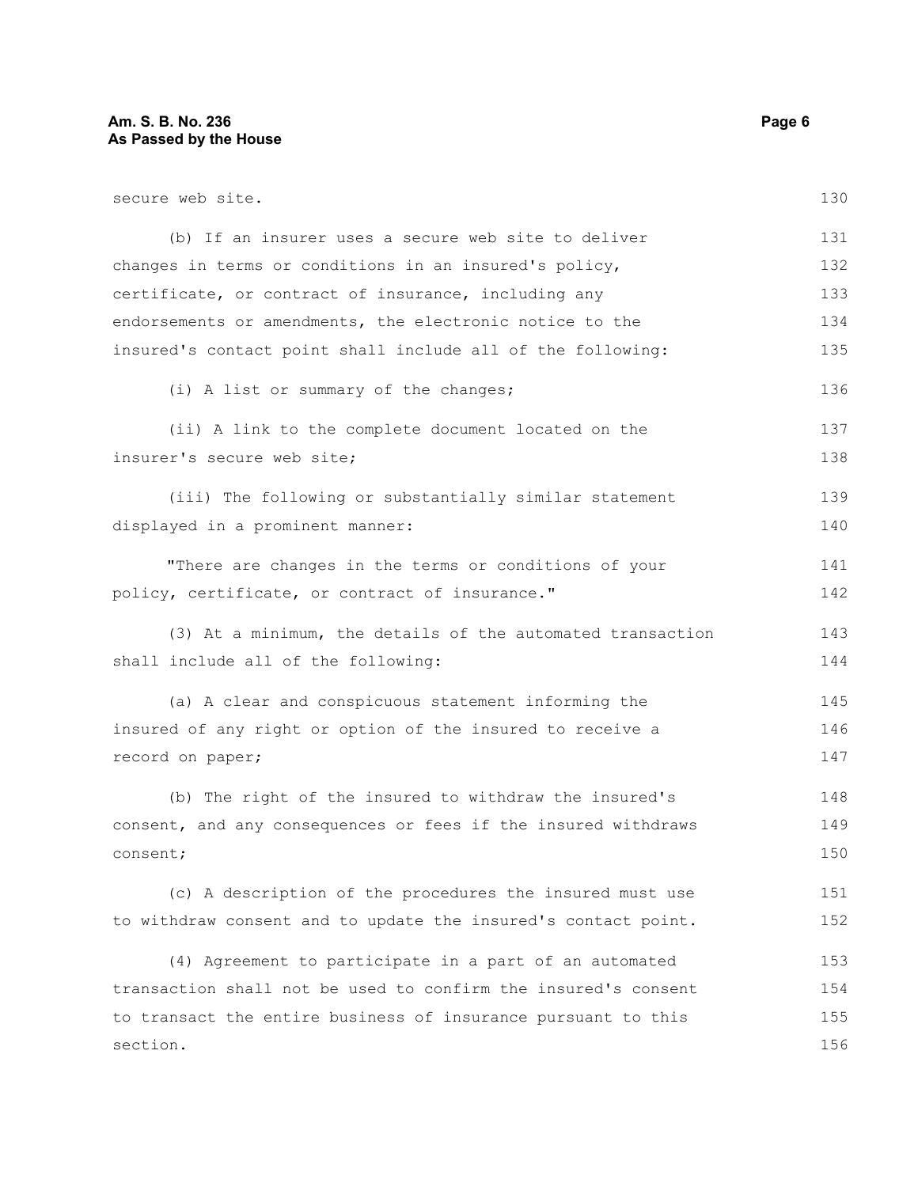secure web site.

(b) If an insurer uses a secure web site to deliver changes in terms or conditions in an insured's policy, certificate, or contract of insurance, including any endorsements or amendments, the electronic notice to the insured's contact point shall include all of the following:

(i) A list or summary of the changes;

(ii) A link to the complete document located on the insurer's secure web site;

(iii) The following or substantially similar statement displayed in a prominent manner:

"There are changes in the terms or conditions of your policy, certificate, or contract of insurance."

(3) At a minimum, the details of the automated transaction shall include all of the following:

(a) A clear and conspicuous statement informing the insured of any right or option of the insured to receive a record on paper;

(b) The right of the insured to withdraw the insured's consent, and any consequences or fees if the insured withdraws consent;

(c) A description of the procedures the insured must use to withdraw consent and to update the insured's contact point.

(4) Agreement to participate in a part of an automated transaction shall not be used to confirm the insured's consent to transact the entire business of insurance pursuant to this section.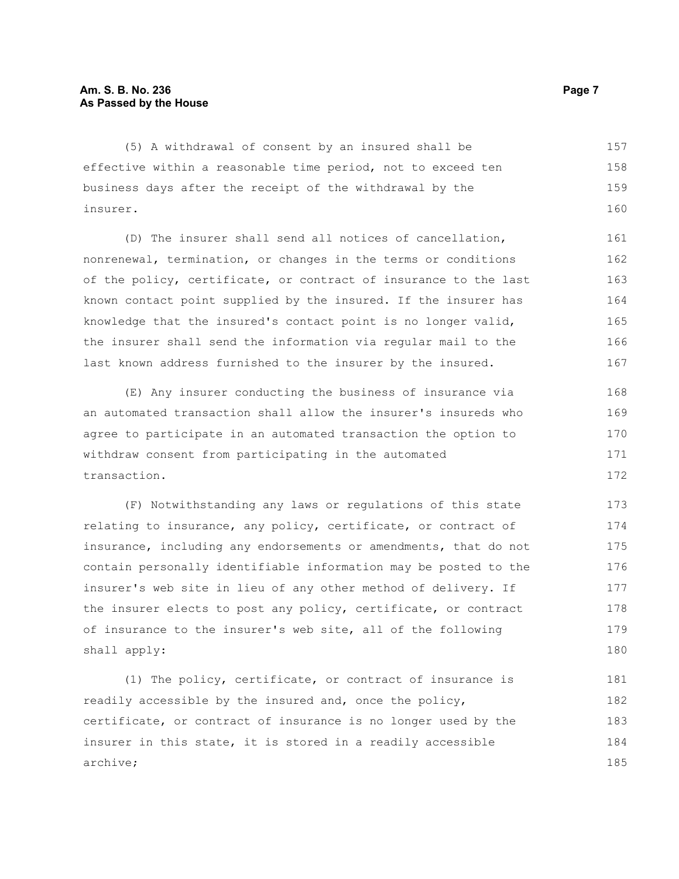(5) A withdrawal of consent by an insured shall be effective within a reasonable time period, not to exceed ten business days after the receipt of the withdrawal by the insurer.

(D) The insurer shall send all notices of cancellation, nonrenewal, termination, or changes in the terms or conditions of the policy, certificate, or contract of insurance to the last known contact point supplied by the insured. If the insurer has knowledge that the insured's contact point is no longer valid, the insurer shall send the information via regular mail to the last known address furnished to the insurer by the insured.

(E) Any insurer conducting the business of insurance via an automated transaction shall allow the insurer's insureds who agree to participate in an automated transaction the option to withdraw consent from participating in the automated transaction.

(F) Notwithstanding any laws or regulations of this state relating to insurance, any policy, certificate, or contract of insurance, including any endorsements or amendments, that do not contain personally identifiable information may be posted to the insurer's web site in lieu of any other method of delivery. If the insurer elects to post any policy, certificate, or contract of insurance to the insurer's web site, all of the following shall apply:

(1) The policy, certificate, or contract of insurance is readily accessible by the insured and, once the policy, certificate, or contract of insurance is no longer used by the insurer in this state, it is stored in a readily accessible archive;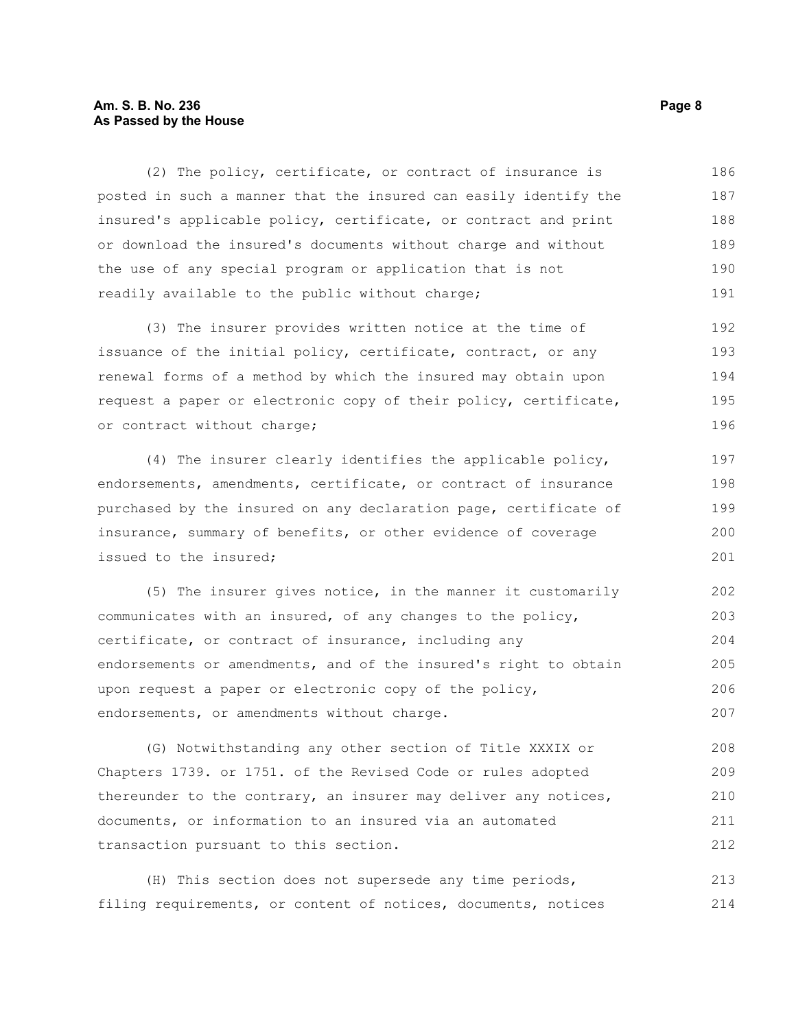(2) The policy, certificate, or contract of insurance is posted in such a manner that the insured can easily identify the insured's applicable policy, certificate, or contract and print or download the insured's documents without charge and without the use of any special program or application that is not readily available to the public without charge;

(3) The insurer provides written notice at the time of issuance of the initial policy, certificate, contract, or any renewal forms of a method by which the insured may obtain upon request a paper or electronic copy of their policy, certificate, or contract without charge;

(4) The insurer clearly identifies the applicable policy, endorsements, amendments, certificate, or contract of insurance purchased by the insured on any declaration page, certificate of insurance, summary of benefits, or other evidence of coverage issued to the insured;

(5) The insurer gives notice, in the manner it customarily communicates with an insured, of any changes to the policy, certificate, or contract of insurance, including any endorsements or amendments, and of the insured's right to obtain upon request a paper or electronic copy of the policy, endorsements, or amendments without charge.

(G) Notwithstanding any other section of Title XXXIX or Chapters 1739. or 1751. of the Revised Code or rules adopted thereunder to the contrary, an insurer may deliver any notices, documents, or information to an insured via an automated transaction pursuant to this section.

(H) This section does not supersede any time periods, filing requirements, or content of notices, documents, notices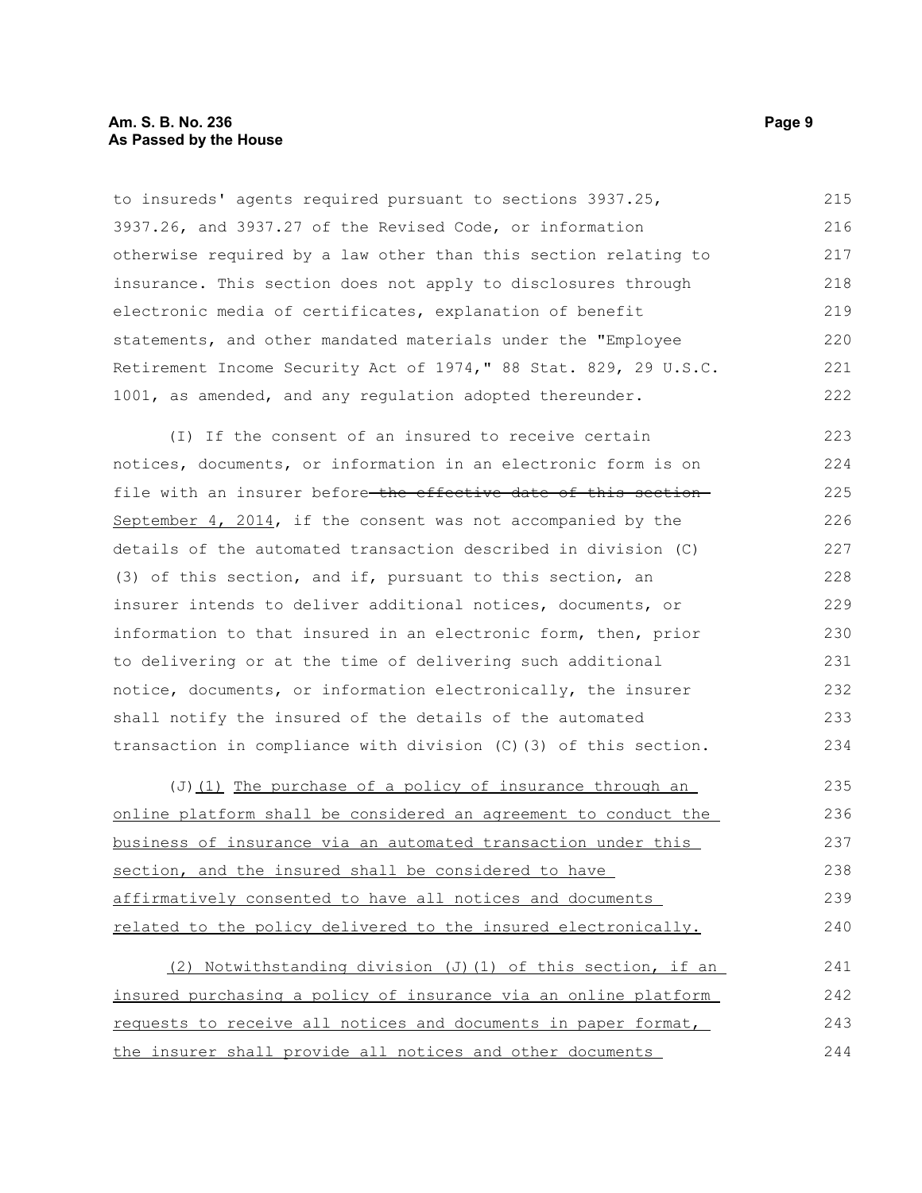to insureds' agents required pursuant to sections 3937.25, 3937.26, and 3937.27 of the Revised Code, or information otherwise required by a law other than this section relating to insurance. This section does not apply to disclosures through electronic media of certificates, explanation of benefit statements, and other mandated materials under the "Employee Retirement Income Security Act of 1974," 88 Stat. 829, 29 U.S.C. 1001, as amended, and any regulation adopted thereunder.

(I) If the consent of an insured to receive certain notices, documents, or information in an electronic form is on file with an insurer before ~~the effective date of this section~~ September 4, 2014, if the consent was not accompanied by the details of the automated transaction described in division (C)(3) of this section, and if, pursuant to this section, an insurer intends to deliver additional notices, documents, or information to that insured in an electronic form, then, prior to delivering or at the time of delivering such additional notice, documents, or information electronically, the insurer shall notify the insured of the details of the automated transaction in compliance with division (C)(3) of this section.

(J)<u>(1) The purchase of a policy of insurance through an online platform shall be considered an agreement to conduct the business of insurance via an automated transaction under this section, and the insured shall be considered to have affirmatively consented to have all notices and documents related to the policy delivered to the insured electronically.</u>

<u>(2) Notwithstanding division (J)(1) of this section, if an insured purchasing a policy of insurance via an online platform requests to receive all notices and documents in paper format, the insurer shall provide all notices and other documents</u>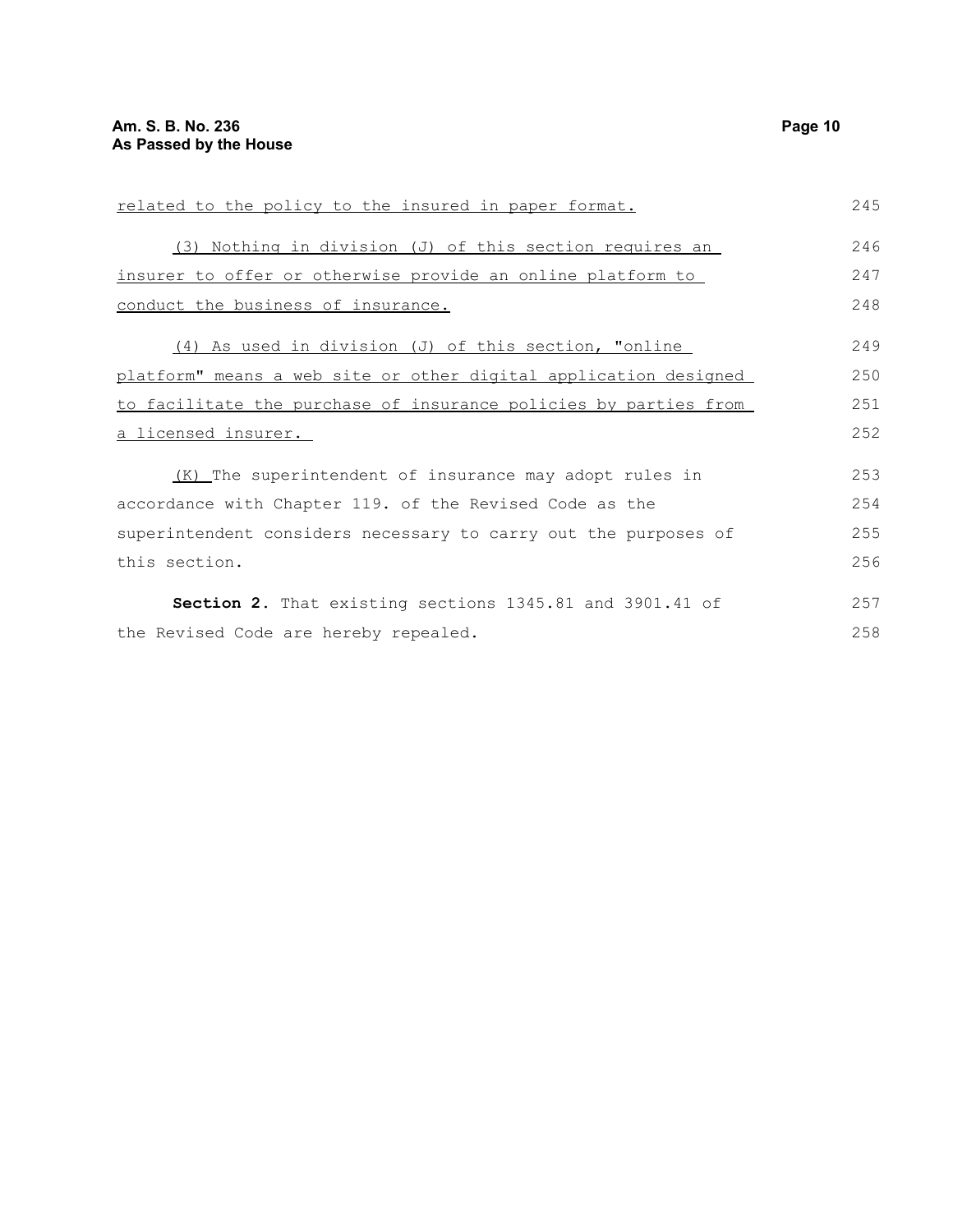related to the policy to the insured in paper format.

(3) Nothing in division (J) of this section requires an insurer to offer or otherwise provide an online platform to conduct the business of insurance.

(4) As used in division (J) of this section, "online platform" means a web site or other digital application designed to facilitate the purchase of insurance policies by parties from a licensed insurer.

(K) The superintendent of insurance may adopt rules in accordance with Chapter 119. of the Revised Code as the superintendent considers necessary to carry out the purposes of this section.

**Section 2.** That existing sections 1345.81 and 3901.41 of the Revised Code are hereby repealed.